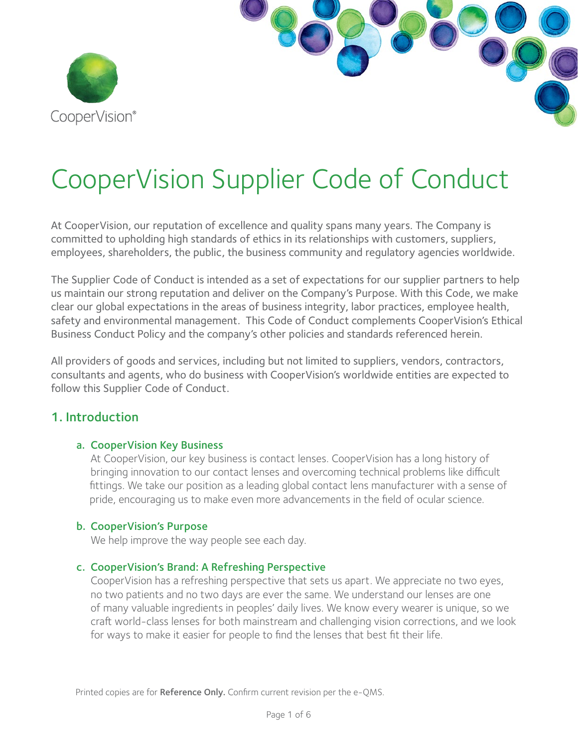CooperVision®

# CooperVision Supplier Code of Conduct

At CooperVision, our reputation of excellence and quality spans many years. The Company is committed to upholding high standards of ethics in its relationships with customers, suppliers, employees, shareholders, the public, the business community and regulatory agencies worldwide.

The Supplier Code of Conduct is intended as a set of expectations for our supplier partners to help us maintain our strong reputation and deliver on the Company's Purpose. With this Code, we make clear our global expectations in the areas of business integrity, labor practices, employee health, safety and environmental management. This Code of Conduct complements CooperVision's Ethical Business Conduct Policy and the company's other policies and standards referenced herein.

All providers of goods and services, including but not limited to suppliers, vendors, contractors, consultants and agents, who do business with CooperVision's worldwide entities are expected to follow this Supplier Code of Conduct.

## 1. Introduction

### a. CooperVision Key Business

At CooperVision, our key business is contact lenses. CooperVision has a long history of bringing innovation to our contact lenses and overcoming technical problems like difficult fittings. We take our position as a leading global contact lens manufacturer with a sense of pride, encouraging us to make even more advancements in the field of ocular science.

### b. CooperVision's Purpose

We help improve the way people see each day.

### c. CooperVision's Brand: A Refreshing Perspective

CooperVision has a refreshing perspective that sets us apart. We appreciate no two eyes, no two patients and no two days are ever the same. We understand our lenses are one of many valuable ingredients in peoples' daily lives. We know every wearer is unique, so we craft world-class lenses for both mainstream and challenging vision corrections, and we look for ways to make it easier for people to find the lenses that best fit their life.

Printed copies are for **Reference Only.** Confirm current revision per the e-QMS.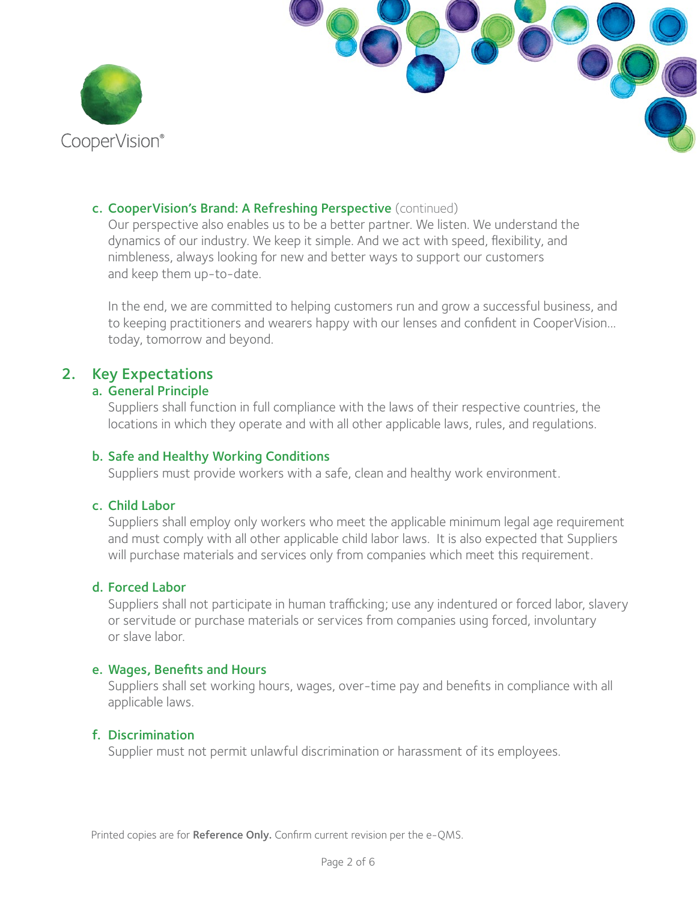### c. CooperVision's Brand: A Refreshing Perspective (continued)

Our perspective also enables us to be a better partner. We listen. We understand the dynamics of our industry. We keep it simple. And we act with speed, flexibility, and nimbleness, always looking for new and better ways to support our customers and keep them up-to-date.

In the end, we are committed to helping customers run and grow a successful business, and to keeping practitioners and wearers happy with our lenses and confident in CooperVision... today, tomorrow and beyond.

## 2. Key Expectations

### a. General Principle

Suppliers shall function in full compliance with the laws of their respective countries, the locations in which they operate and with all other applicable laws, rules, and regulations.

### b. Safe and Healthy Working Conditions

Suppliers must provide workers with a safe, clean and healthy work environment.

### c. Child Labor

Suppliers shall employ only workers who meet the applicable minimum legal age requirement and must comply with all other applicable child labor laws. It is also expected that Suppliers will purchase materials and services only from companies which meet this requirement.

### d. Forced Labor

Suppliers shall not participate in human trafficking; use any indentured or forced labor, slavery or servitude or purchase materials or services from companies using forced, involuntary or slave labor.

### e. Wages, Benefits and Hours

Suppliers shall set working hours, wages, over-time pay and benefits in compliance with all applicable laws.

### f. Discrimination

Supplier must not permit unlawful discrimination or harassment of its employees.

Printed copies are for **Reference Only.** Confirm current revision per the e-QMS.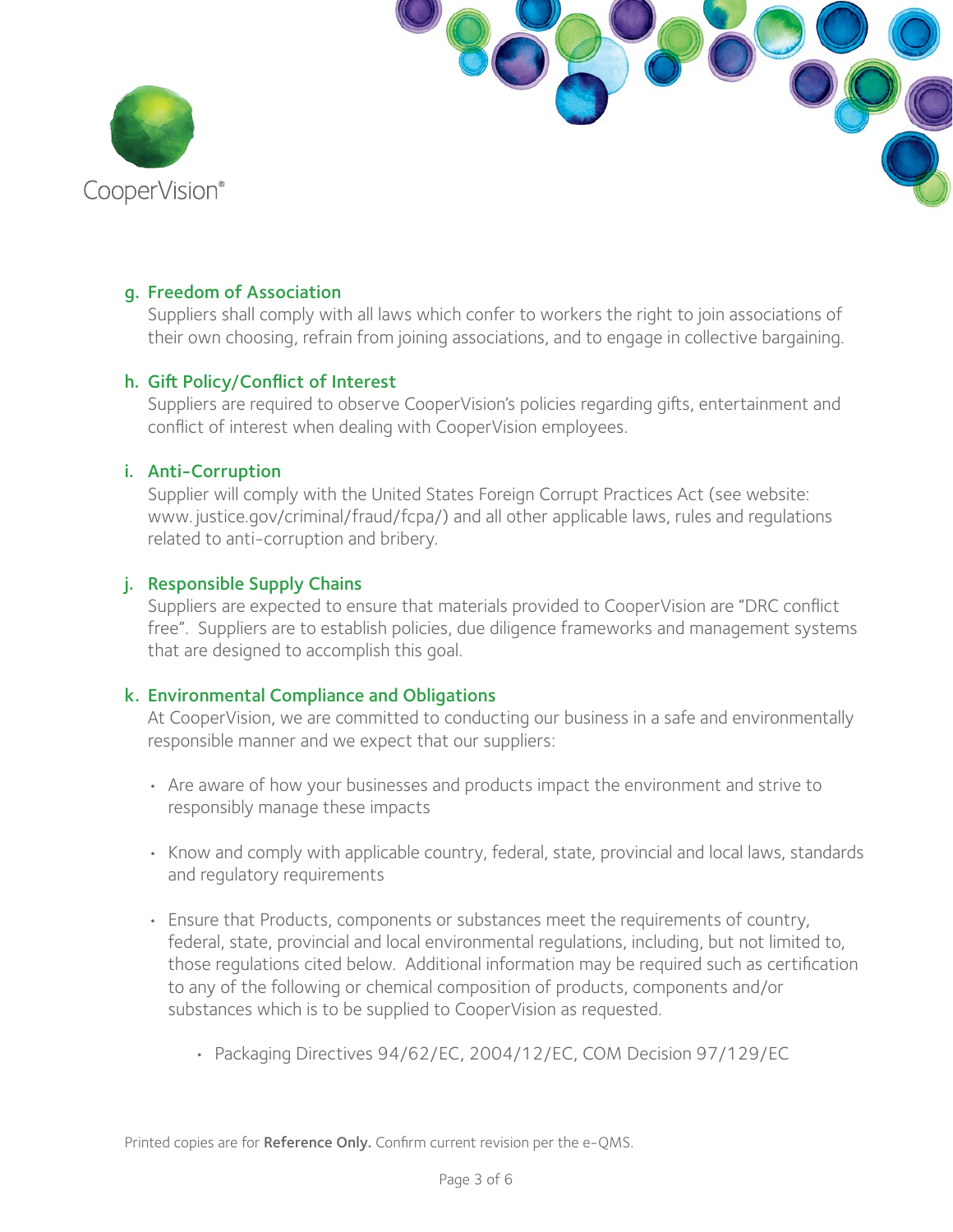g. **Freedom of Association**

Suppliers shall comply with all laws which confer to workers the right to join associations of their own choosing, refrain from joining associations, and to engage in collective bargaining.

h. **Gift Policy/Conflict of Interest**

Suppliers are required to observe CooperVision's policies regarding gifts, entertainment and conflict of interest when dealing with CooperVision employees.

i. **Anti-Corruption**

Supplier will comply with the United States Foreign Corrupt Practices Act (see website: www. justice.gov/criminal/fraud/fcpa/) and all other applicable laws, rules and regulations related to anti-corruption and bribery.

j. **Responsible Supply Chains**

Suppliers are expected to ensure that materials provided to CooperVision are "DRC conflict free". Suppliers are to establish policies, due diligence frameworks and management systems that are designed to accomplish this goal.

k. **Environmental Compliance and Obligations**

At CooperVision, we are committed to conducting our business in a safe and environmentally responsible manner and we expect that our suppliers:

- Are aware of how your businesses and products impact the environment and strive to responsibly manage these impacts
- Know and comply with applicable country, federal, state, provincial and local laws, standards and regulatory requirements
- Ensure that Products, components or substances meet the requirements of country, federal, state, provincial and local environmental regulations, including, but not limited to, those regulations cited below. Additional information may be required such as certification to any of the following or chemical composition of products, components and/or substances which is to be supplied to CooperVision as requested.
    - Packaging Directives 94/62/EC, 2004/12/EC, COM Decision 97/129/EC

Printed copies are for **Reference Only.** Confirm current revision per the e-QMS.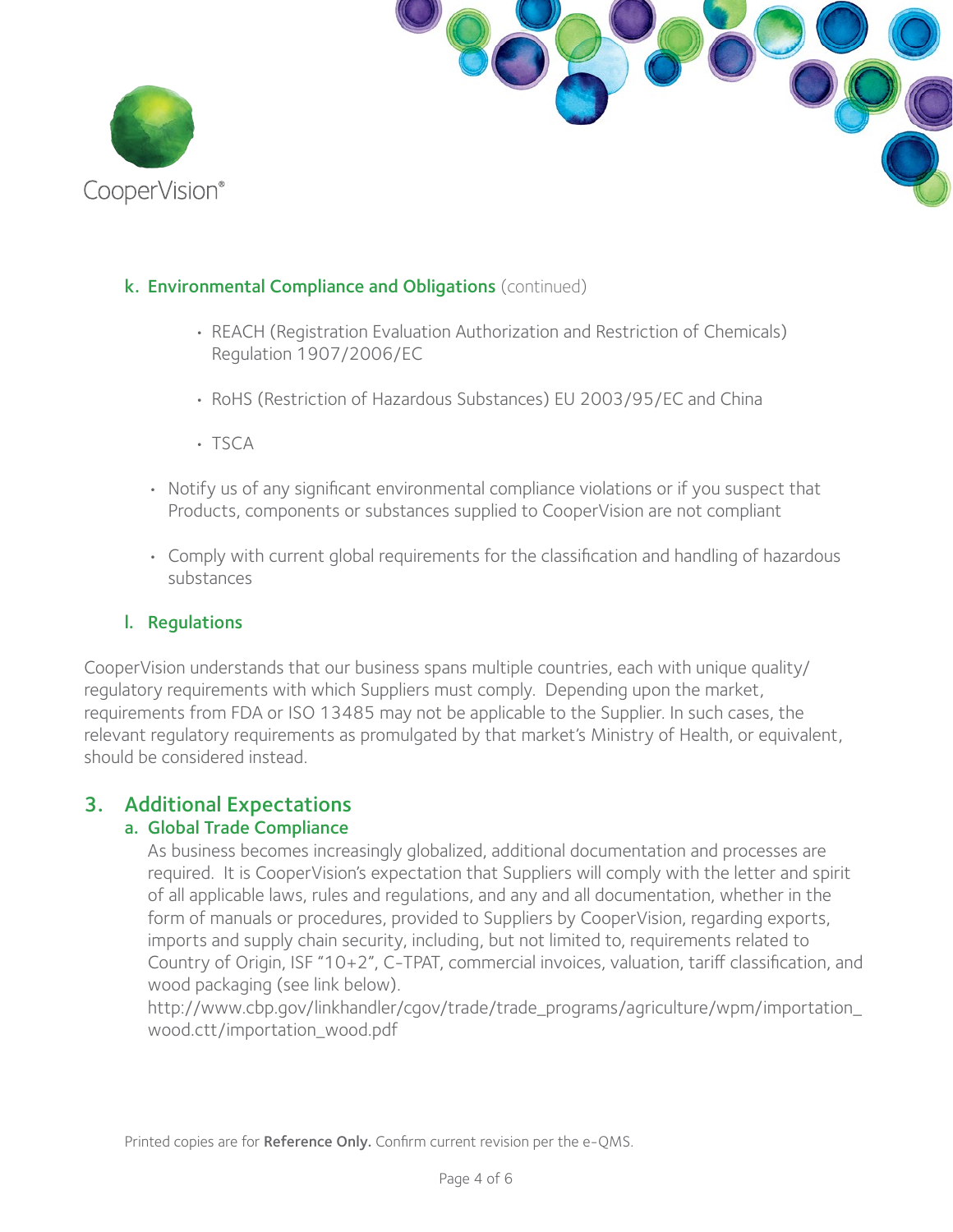### k. Environmental Compliance and Obligations (continued)

   - REACH (Registration Evaluation Authorization and Restriction of Chemicals) Regulation 1907/2006/EC
   - RoHS (Restriction of Hazardous Substances) EU 2003/95/EC and China
   - TSCA

- Notify us of any significant environmental compliance violations or if you suspect that Products, components or substances supplied to CooperVision are not compliant
- Comply with current global requirements for the classification and handling of hazardous substances

### l. Regulations

CooperVision understands that our business spans multiple countries, each with unique quality/regulatory requirements with which Suppliers must comply. Depending upon the market, requirements from FDA or ISO 13485 may not be applicable to the Supplier. In such cases, the relevant regulatory requirements as promulgated by that market's Ministry of Health, or equivalent, should be considered instead.

## 3. Additional Expectations

### a. Global Trade Compliance

As business becomes increasingly globalized, additional documentation and processes are required. It is CooperVision's expectation that Suppliers will comply with the letter and spirit of all applicable laws, rules and regulations, and any and all documentation, whether in the form of manuals or procedures, provided to Suppliers by CooperVision, regarding exports, imports and supply chain security, including, but not limited to, requirements related to Country of Origin, ISF "10+2", C-TPAT, commercial invoices, valuation, tariff classification, and wood packaging (see link below).
http://www.cbp.gov/linkhandler/cgov/trade/trade_programs/agriculture/wpm/importation_wood.ctt/importation_wood.pdf

Printed copies are for **Reference Only.** Confirm current revision per the e-QMS.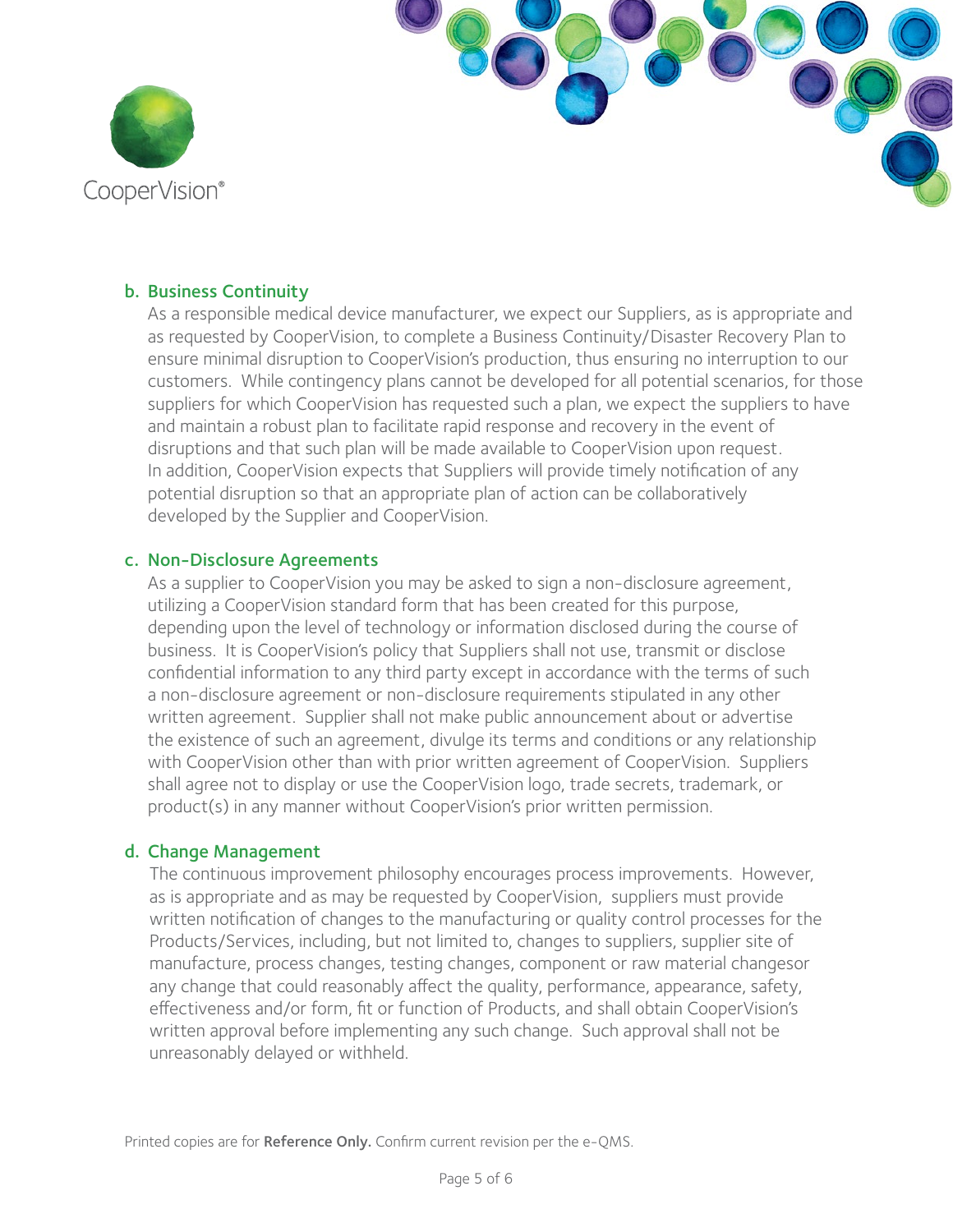b. **Business Continuity**

As a responsible medical device manufacturer, we expect our Suppliers, as is appropriate and as requested by CooperVision, to complete a Business Continuity/Disaster Recovery Plan to ensure minimal disruption to CooperVision's production, thus ensuring no interruption to our customers. While contingency plans cannot be developed for all potential scenarios, for those suppliers for which CooperVision has requested such a plan, we expect the suppliers to have and maintain a robust plan to facilitate rapid response and recovery in the event of disruptions and that such plan will be made available to CooperVision upon request. In addition, CooperVision expects that Suppliers will provide timely notification of any potential disruption so that an appropriate plan of action can be collaboratively developed by the Supplier and CooperVision.

c. **Non-Disclosure Agreements**

As a supplier to CooperVision you may be asked to sign a non-disclosure agreement, utilizing a CooperVision standard form that has been created for this purpose, depending upon the level of technology or information disclosed during the course of business. It is CooperVision's policy that Suppliers shall not use, transmit or disclose confidential information to any third party except in accordance with the terms of such a non-disclosure agreement or non-disclosure requirements stipulated in any other written agreement. Supplier shall not make public announcement about or advertise the existence of such an agreement, divulge its terms and conditions or any relationship with CooperVision other than with prior written agreement of CooperVision. Suppliers shall agree not to display or use the CooperVision logo, trade secrets, trademark, or product(s) in any manner without CooperVision's prior written permission.

d. **Change Management**

The continuous improvement philosophy encourages process improvements. However, as is appropriate and as may be requested by CooperVision, suppliers must provide written notification of changes to the manufacturing or quality control processes for the Products/Services, including, but not limited to, changes to suppliers, supplier site of manufacture, process changes, testing changes, component or raw material changesor any change that could reasonably affect the quality, performance, appearance, safety, effectiveness and/or form, fit or function of Products, and shall obtain CooperVision's written approval before implementing any such change. Such approval shall not be unreasonably delayed or withheld.

Printed copies are for **Reference Only.** Confirm current revision per the e-QMS.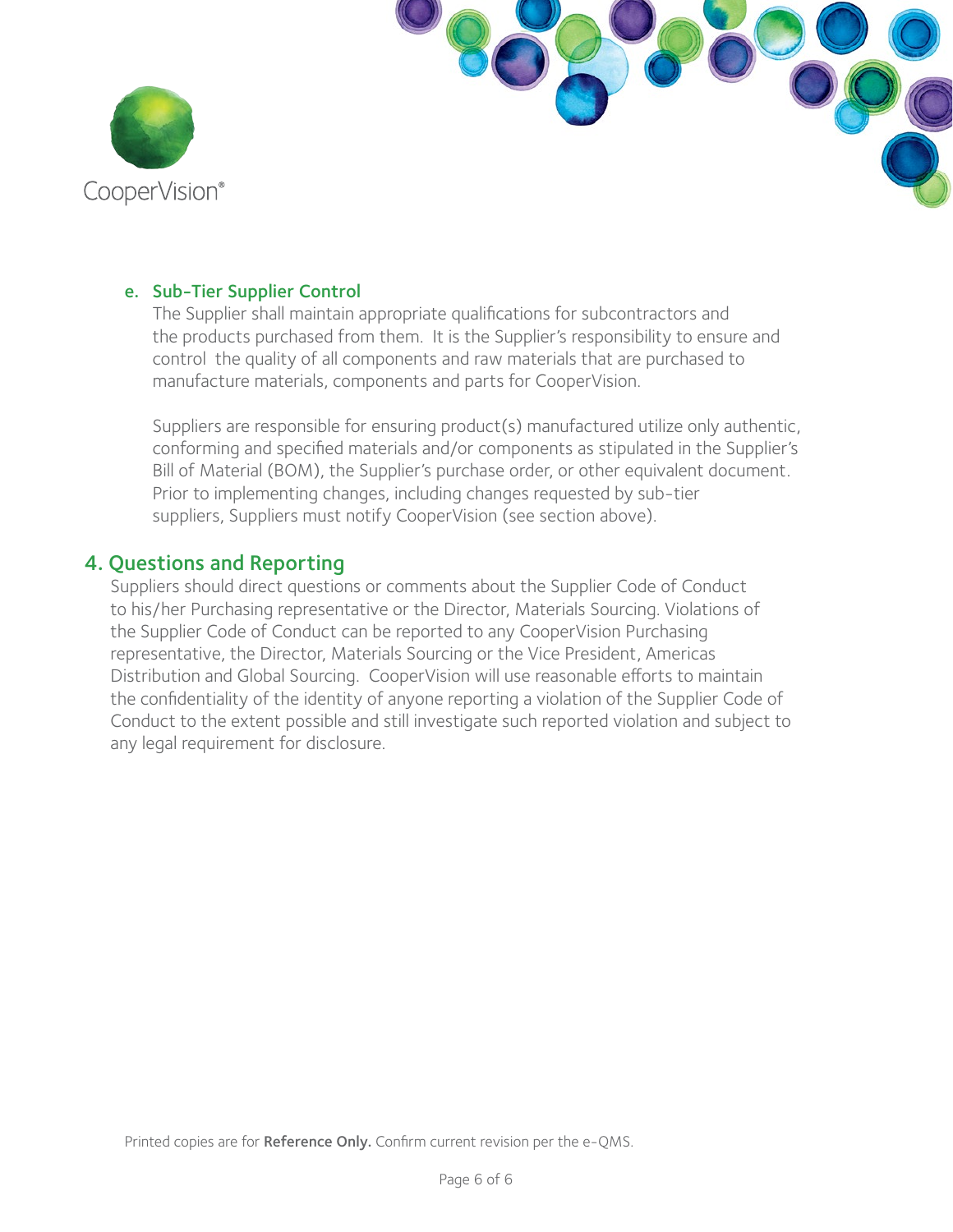### e. Sub-Tier Supplier Control

The Supplier shall maintain appropriate qualifications for subcontractors and the products purchased from them. It is the Supplier's responsibility to ensure and control the quality of all components and raw materials that are purchased to manufacture materials, components and parts for CooperVision.

Suppliers are responsible for ensuring product(s) manufactured utilize only authentic, conforming and specified materials and/or components as stipulated in the Supplier's Bill of Material (BOM), the Supplier's purchase order, or other equivalent document. Prior to implementing changes, including changes requested by sub-tier suppliers, Suppliers must notify CooperVision (see section above).

## 4. Questions and Reporting

Suppliers should direct questions or comments about the Supplier Code of Conduct to his/her Purchasing representative or the Director, Materials Sourcing. Violations of the Supplier Code of Conduct can be reported to any CooperVision Purchasing representative, the Director, Materials Sourcing or the Vice President, Americas Distribution and Global Sourcing. CooperVision will use reasonable efforts to maintain the confidentiality of the identity of anyone reporting a violation of the Supplier Code of Conduct to the extent possible and still investigate such reported violation and subject to any legal requirement for disclosure.

Printed copies are for **Reference Only.** Confirm current revision per the e-QMS.